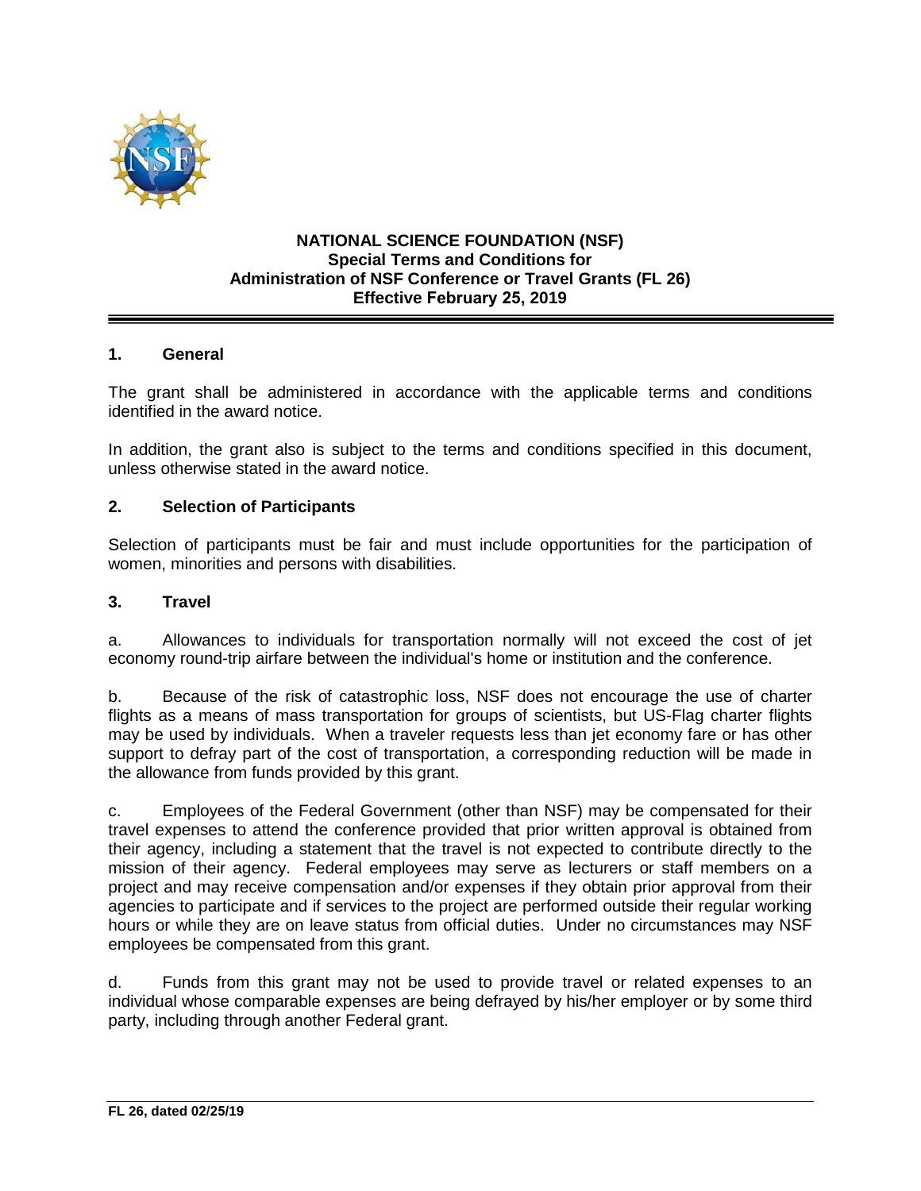**NATIONAL SCIENCE FOUNDATION (NSF)**
**Special Terms and Conditions for**
**Administration of NSF Conference or Travel Grants (FL 26)**
**Effective February 25, 2019**

## 1. General

The grant shall be administered in accordance with the applicable terms and conditions identified in the award notice.

In addition, the grant also is subject to the terms and conditions specified in this document, unless otherwise stated in the award notice.

## 2. Selection of Participants

Selection of participants must be fair and must include opportunities for the participation of women, minorities and persons with disabilities.

## 3. Travel

a. Allowances to individuals for transportation normally will not exceed the cost of jet economy round-trip airfare between the individual's home or institution and the conference.

b. Because of the risk of catastrophic loss, NSF does not encourage the use of charter flights as a means of mass transportation for groups of scientists, but US-Flag charter flights may be used by individuals. When a traveler requests less than jet economy fare or has other support to defray part of the cost of transportation, a corresponding reduction will be made in the allowance from funds provided by this grant.

c. Employees of the Federal Government (other than NSF) may be compensated for their travel expenses to attend the conference provided that prior written approval is obtained from their agency, including a statement that the travel is not expected to contribute directly to the mission of their agency. Federal employees may serve as lecturers or staff members on a project and may receive compensation and/or expenses if they obtain prior approval from their agencies to participate and if services to the project are performed outside their regular working hours or while they are on leave status from official duties. Under no circumstances may NSF employees be compensated from this grant.

d. Funds from this grant may not be used to provide travel or related expenses to an individual whose comparable expenses are being defrayed by his/her employer or by some third party, including through another Federal grant.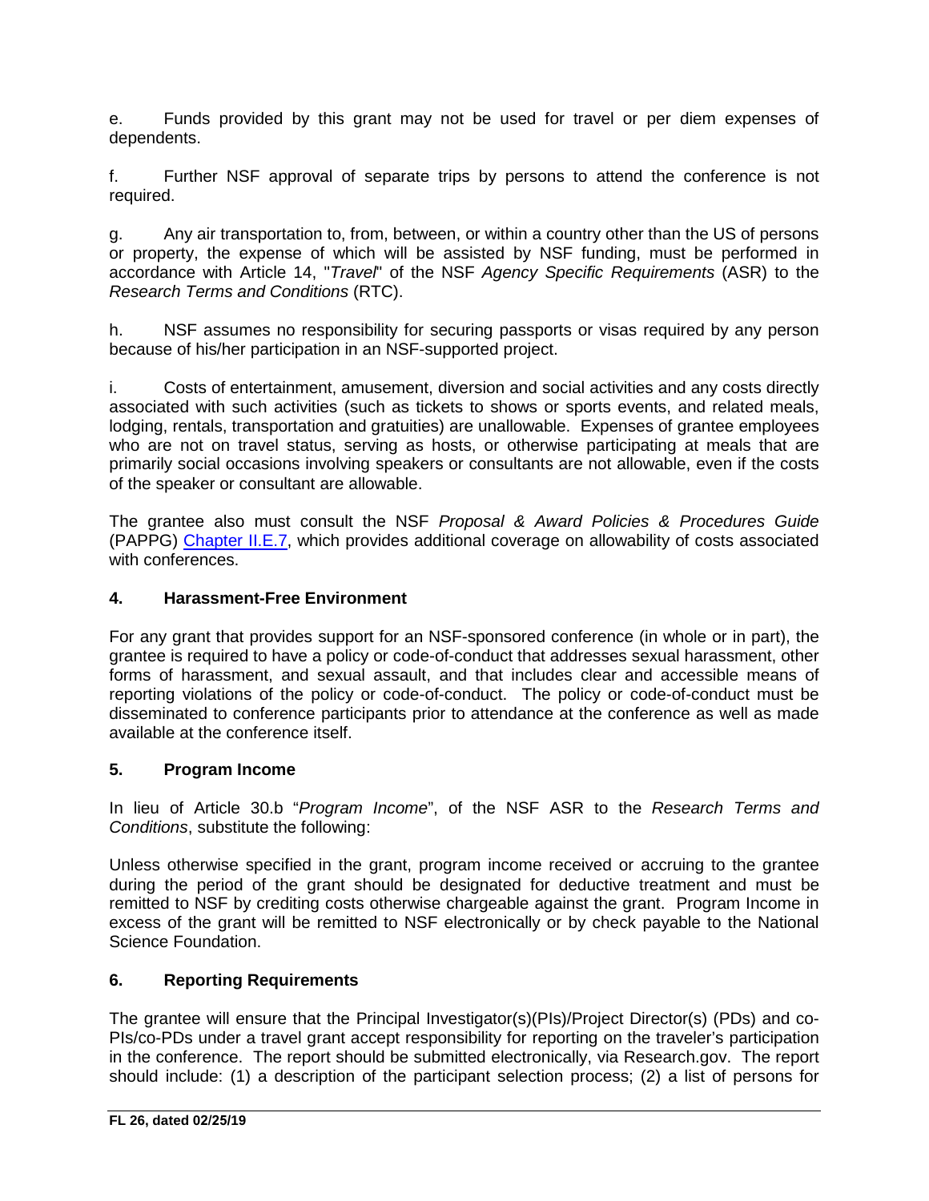e. Funds provided by this grant may not be used for travel or per diem expenses of dependents.

f. Further NSF approval of separate trips by persons to attend the conference is not required.

g. Any air transportation to, from, between, or within a country other than the US of persons or property, the expense of which will be assisted by NSF funding, must be performed in accordance with Article 14, "*Travel*" of the NSF *Agency Specific Requirements* (ASR) to the *Research Terms and Conditions* (RTC).

h. NSF assumes no responsibility for securing passports or visas required by any person because of his/her participation in an NSF-supported project.

i. Costs of entertainment, amusement, diversion and social activities and any costs directly associated with such activities (such as tickets to shows or sports events, and related meals, lodging, rentals, transportation and gratuities) are unallowable. Expenses of grantee employees who are not on travel status, serving as hosts, or otherwise participating at meals that are primarily social occasions involving speakers or consultants are not allowable, even if the costs of the speaker or consultant are allowable.

The grantee also must consult the NSF *Proposal & Award Policies & Procedures Guide* (PAPPG) Chapter II.E.7, which provides additional coverage on allowability of costs associated with conferences.

## 4. Harassment-Free Environment

For any grant that provides support for an NSF-sponsored conference (in whole or in part), the grantee is required to have a policy or code-of-conduct that addresses sexual harassment, other forms of harassment, and sexual assault, and that includes clear and accessible means of reporting violations of the policy or code-of-conduct. The policy or code-of-conduct must be disseminated to conference participants prior to attendance at the conference as well as made available at the conference itself.

## 5. Program Income

In lieu of Article 30.b "*Program Income*", of the NSF ASR to the *Research Terms and Conditions*, substitute the following:

Unless otherwise specified in the grant, program income received or accruing to the grantee during the period of the grant should be designated for deductive treatment and must be remitted to NSF by crediting costs otherwise chargeable against the grant. Program Income in excess of the grant will be remitted to NSF electronically or by check payable to the National Science Foundation.

## 6. Reporting Requirements

The grantee will ensure that the Principal Investigator(s)(PIs)/Project Director(s) (PDs) and co-PIs/co-PDs under a travel grant accept responsibility for reporting on the traveler's participation in the conference. The report should be submitted electronically, via Research.gov. The report should include: (1) a description of the participant selection process; (2) a list of persons for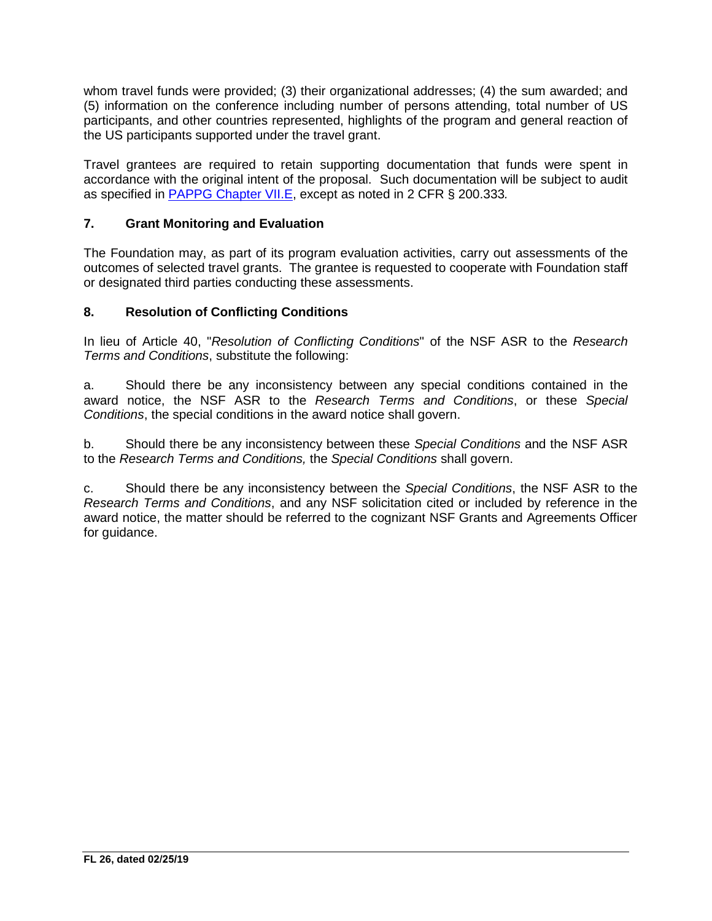whom travel funds were provided; (3) their organizational addresses; (4) the sum awarded; and (5) information on the conference including number of persons attending, total number of US participants, and other countries represented, highlights of the program and general reaction of the US participants supported under the travel grant.

Travel grantees are required to retain supporting documentation that funds were spent in accordance with the original intent of the proposal. Such documentation will be subject to audit as specified in [PAPPG Chapter VII.E](), except as noted in 2 CFR § 200.333*.*

## 7. Grant Monitoring and Evaluation

The Foundation may, as part of its program evaluation activities, carry out assessments of the outcomes of selected travel grants. The grantee is requested to cooperate with Foundation staff or designated third parties conducting these assessments.

## 8. Resolution of Conflicting Conditions

In lieu of Article 40, "*Resolution of Conflicting Conditions*" of the NSF ASR to the *Research Terms and Conditions*, substitute the following:

a. Should there be any inconsistency between any special conditions contained in the award notice, the NSF ASR to the *Research Terms and Conditions*, or these *Special Conditions*, the special conditions in the award notice shall govern.

b. Should there be any inconsistency between these *Special Conditions* and the NSF ASR to the *Research Terms and Conditions,* the *Special Conditions* shall govern.

c. Should there be any inconsistency between the *Special Conditions*, the NSF ASR to the *Research Terms and Conditions*, and any NSF solicitation cited or included by reference in the award notice, the matter should be referred to the cognizant NSF Grants and Agreements Officer for guidance.